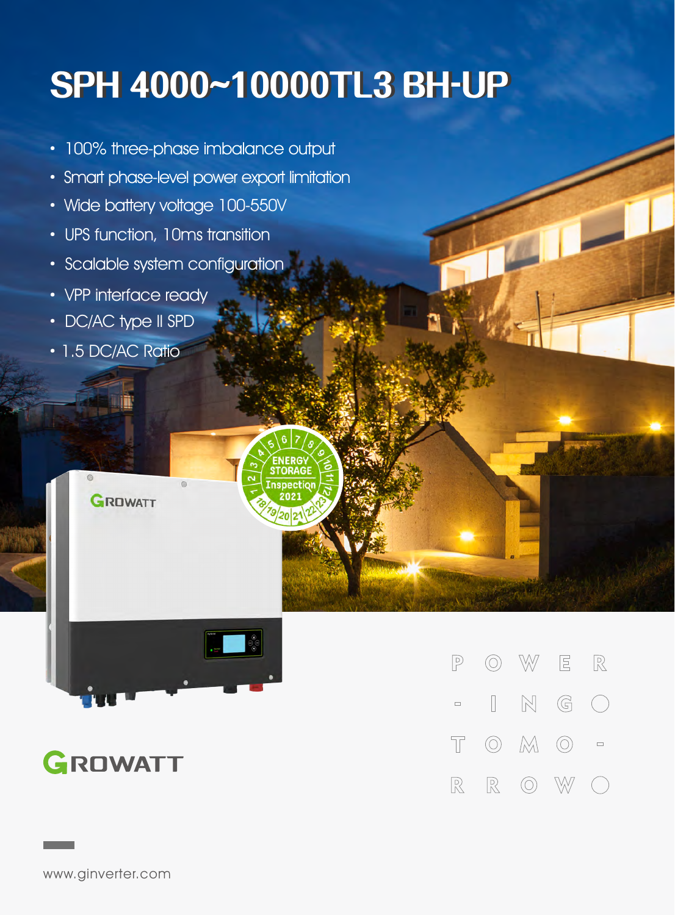# SPH 4000~10000TL3 BH-UP

- 100% three-phase imbalance output
- Smart phase-level power export limitation
- Wide battery voltage 100-550V
- UPS function, 10ms transition
- Scalable system configuration
- VPP interface ready
- DC/AC type II SPD
- 1.5 DC/AC Ratio

ENERGY STORAGE Inspection 2021

GROWATT

POWERING TOMORROW

www.ginverter.com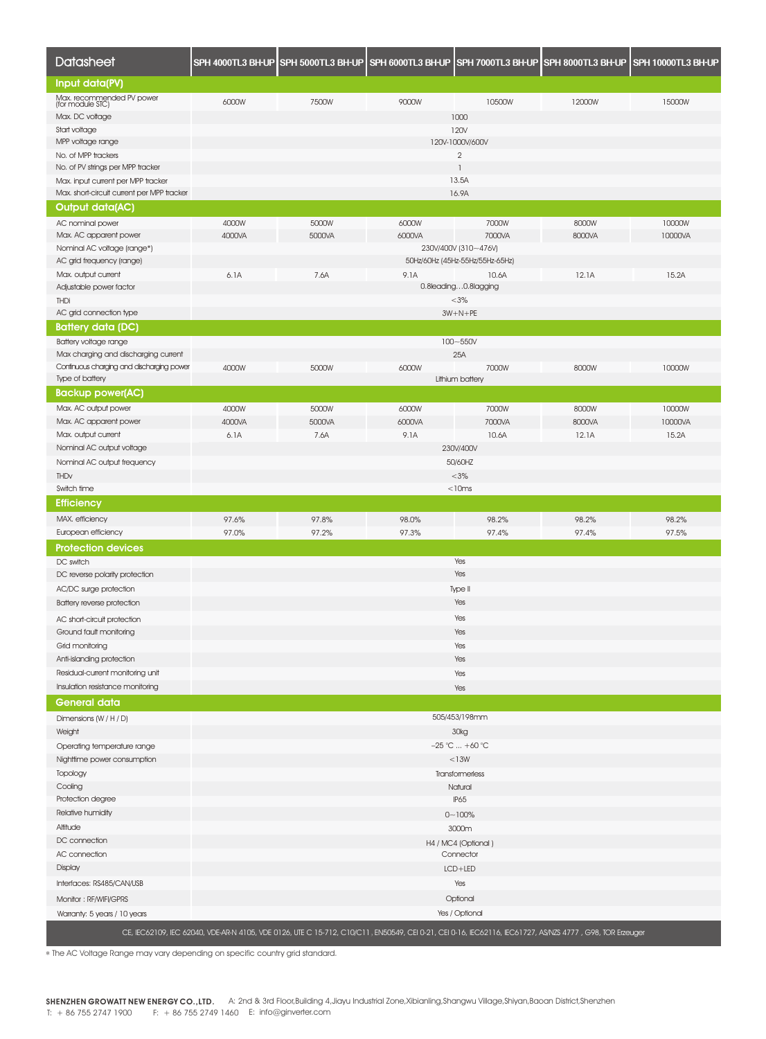| Datasheet | SPH 4000TL3 BH-UP | SPH 5000TL3 BH-UP | SPH 6000TL3 BH-UP | SPH 7000TL3 BH-UP | SPH 8000TL3 BH-UP | SPH 10000TL3 BH-UP |
|---|---|---|---|---|---|---|
| **Input data(PV)** | | | | | | |
| Max. recommended PV power (for module STC) | 6000W | 7500W | 9000W | 10500W | 12000W | 15000W |
| Max. DC voltage | 1000 | | | | | |
| Start voltage | 120V | | | | | |
| MPP voltage range | 120V-1000V/600V | | | | | |
| No. of MPP trackers | 2 | | | | | |
| No. of PV strings per MPP tracker | 1 | | | | | |
| Max. input current per MPP tracker | 13.5A | | | | | |
| Max. short-circuit current per MPP tracker | 16.9A | | | | | |
| **Output data(AC)** | | | | | | |
| AC nominal power | 4000W | 5000W | 6000W | 7000W | 8000W | 10000W |
| Max. AC apparent power | 4000VA | 5000VA | 6000VA | 7000VA | 8000VA | 10000VA |
| Nominal AC voltage (range*) | 230V/400V (310~476V) | | | | | |
| AC grid frequency (range) | 50Hz/60Hz (45Hz-55Hz/55Hz-65Hz) | | | | | |
| Max. output current | 6.1A | 7.6A | 9.1A | 10.6A | 12.1A | 15.2A |
| Adjustable power factor | 0.8leading…0.8lagging | | | | | |
| THDi | <3% | | | | | |
| AC grid connection type | 3W+N+PE | | | | | |
| **Battery data (DC)** | | | | | | |
| Battery voltage range | 100~550V | | | | | |
| Max charging and discharging current | 25A | | | | | |
| Continuous charging and discharging power | 4000W | 5000W | 6000W | 7000W | 8000W | 10000W |
| Type of battery | Lithium battery | | | | | |
| **Backup power(AC)** | | | | | | |
| Max. AC output power | 4000W | 5000W | 6000W | 7000W | 8000W | 10000W |
| Max. AC apparent power | 4000VA | 5000VA | 6000VA | 7000VA | 8000VA | 10000VA |
| Max. output current | 6.1A | 7.6A | 9.1A | 10.6A | 12.1A | 15.2A |
| Nominal AC output voltage | 230V/400V | | | | | |
| Nominal AC output frequency | 50/60HZ | | | | | |
| THDv | <3% | | | | | |
| Switch time | <10ms | | | | | |
| **Efficiency** | | | | | | |
| MAX. efficiency | 97.6% | 97.8% | 98.0% | 98.2% | 98.2% | 98.2% |
| European efficiency | 97.0% | 97.2% | 97.3% | 97.4% | 97.4% | 97.5% |
| **Protection devices** | | | | | | |
| DC switch | Yes | | | | | |
| DC reverse polarity protection | Yes | | | | | |
| AC/DC surge protection | Type II | | | | | |
| Battery reverse protection | Yes | | | | | |
| AC short-circuit protection | Yes | | | | | |
| Ground fault monitoring | Yes | | | | | |
| Grid monitoring | Yes | | | | | |
| Anti-islanding protection | Yes | | | | | |
| Residual-current monitoring unit | Yes | | | | | |
| Insulation resistance monitoring | Yes | | | | | |
| **General data** | | | | | | |
| Dimensions (W / H / D) | 505/453/198mm | | | | | |
| Weight | 30kg | | | | | |
| Operating temperature range | –25 °C ... +60 °C | | | | | |
| Nighttime power consumption | <13W | | | | | |
| Topology | Transformerless | | | | | |
| Cooling | Natural | | | | | |
| Protection degree | IP65 | | | | | |
| Relative humidity | 0~100% | | | | | |
| Altitude | 3000m | | | | | |
| DC connection | H4 / MC4 (Optional ) | | | | | |
| AC connection | Connector | | | | | |
| Display | LCD+LED | | | | | |
| Interfaces: RS485/CAN/USB | Yes | | | | | |
| Monitor : RF/WIFI/GPRS | Optional | | | | | |
| Warranty: 5 years / 10 years | Yes / Optional | | | | | |

CE, IEC62109, IEC 62040, VDE-AR-N 4105, VDE 0126, UTE C 15-712, C10/C11 , EN50549, CEI 0-21, CEI 0-16, IEC62116, IEC61727, AS/NZS 4777 , G98, TOR Erzeuger

* The AC Voltage Range may vary depending on specific country grid standard.

**SHENZHEN GROWATT NEW ENERGY CO.,LTD.** A: 2nd & 3rd Floor,Building 4,Jiayu Industrial Zone,Xibianling,Shangwu Village,Shiyan,Baoan District,Shenzhen

T: + 86 755 2747 1900 F: + 86 755 2749 1460 E: info@ginverter.com